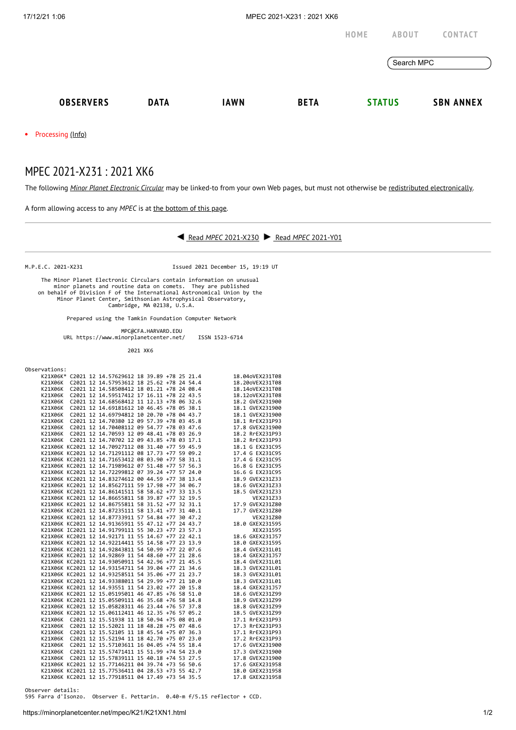HOME ABOUT CONTACT

Search MPC

**OBSERVERS** **DATA** **IAWN** **BETA** **STATUS** **SBN ANNEX**

- Processing (Info)

# MPEC 2021-X231 : 2021 XK6

The following *Minor Planet Electronic Circular* may be linked-to from your own Web pages, but must not otherwise be redistributed electronically.

A form allowing access to any *MPEC* is at the bottom of this page.

◀ Read *MPEC* 2021-X230 ▶ Read *MPEC* 2021-Y01

```
M.P.E.C. 2021-X231                         Issued 2021 December 15, 19:19 UT

     The Minor Planet Electronic Circulars contain information on unusual
         minor planets and routine data on comets.  They are published
    on behalf of Division F of the International Astronomical Union by the
          Minor Planet Center, Smithsonian Astrophysical Observatory,
                          Cambridge, MA 02138, U.S.A.

           Prepared using the Tamkin Foundation Computer Network

                             MPC@CFA.HARVARD.EDU
           URL https://www.minorplanetcenter.net/     ISSN 1523-6714

                                  2021 XK6

Observations:
     K21X06K* C2021 12 14.57629612 18 39.89 +78 25 21.4          18.04oVEX231T08
     K21X06K  C2021 12 14.57953612 18 25.62 +78 24 54.4          18.20oVEX231T08
     K21X06K  C2021 12 14.58508412 18 01.21 +78 24 08.4          18.14oVEX231T08
     K21X06K  C2021 12 14.59517412 17 16.11 +78 22 43.5          18.12oVEX231T08
     K21X06K  C2021 12 14.68568412 11 12.13 +78 06 32.6          18.2 GVEX231900
     K21X06K  C2021 12 14.69181612 10 46.45 +78 05 38.1          18.1 GVEX231900
     K21X06K  C2021 12 14.69794812 10 20.70 +78 04 43.7          18.1 GVEX231900
     K21X06K  C2021 12 14.70380 12 09 57.39 +78 03 45.8          18.1 RrEX231P93
     K21X06K  C2021 12 14.70408112 09 54.77 +78 03 47.6          17.8 GVEX231900
     K21X06K  C2021 12 14.70593 12 09 48.41 +78 03 26.9          18.2 RrEX231P93
     K21X06K  C2021 12 14.70702 12 09 43.85 +78 03 17.1          18.2 RrEX231P93
     K21X06K KC2021 12 14.70927112 08 31.40 +77 59 45.9          18.1 G EX231C95
     K21X06K KC2021 12 14.71291112 08 17.73 +77 59 09.2          17.4 G EX231C95
     K21X06K KC2021 12 14.71653412 08 03.90 +77 58 31.1          17.4 G EX231C95
     K21X06K KC2021 12 14.71989612 07 51.48 +77 57 56.3          16.8 G EX231C95
     K21X06K KC2021 12 14.72299812 07 39.24 +77 57 24.0          16.6 G EX231C95
     K21X06K KC2021 12 14.83274612 00 44.59 +77 38 13.4          18.9 GVEX231Z33
     K21X06K KC2021 12 14.85627111 59 17.98 +77 34 06.7          18.6 GVEX231Z33
     K21X06K KC2021 12 14.86141511 58 58.62 +77 33 13.5          18.5 GVEX231Z33
     K21X06K KC2021 12 14.86655811 58 39.87 +77 32 19.5               VEX231Z33
     K21X06K KC2021 12 14.86755811 58 31.52 +77 32 31.1          17.9 GVEX231Z80
     K21X06K KC2021 12 14.87235111 58 13.41 +77 31 40.1          17.7 GVEX231Z80
     K21X06K KC2021 12 14.87733911 57 54.84 +77 30 47.2               VEX231Z80
     K21X06K KC2021 12 14.91365911 55 47.12 +77 24 43.7          18.0 GXEX231595
     K21X06K IC2021 12 14.91799111 55 30.23 +77 23 57.3               XEX231595
     K21X06K KC2021 12 14.92171 11 55 14.67 +77 22 42.1          18.6 GXEX231J57
     K21X06K KC2021 12 14.92214411 55 14.58 +77 23 13.9          18.0 GXEX231595
     K21X06K KC2021 12 14.92843811 54 50.99 +77 22 07.6          18.4 GVEX231L01
     K21X06K KC2021 12 14.92869 11 54 48.60 +77 21 28.6          18.4 GXEX231J57
     K21X06K KC2021 12 14.93050911 54 42.96 +77 21 45.5          18.4 GVEX231L01
     K21X06K KC2021 12 14.93154711 54 39.04 +77 21 34.6          18.3 GVEX231L01
     K21X06K KC2021 12 14.93258511 54 35.06 +77 21 23.7          18.3 GVEX231L01
     K21X06K KC2021 12 14.93388011 54 29.99 +77 21 10.0          18.3 GVEX231L01
     K21X06K KC2021 12 14.93551 11 54 23.02 +77 20 15.8          18.4 GXEX231J57
     K21X06K KC2021 12 15.05195011 46 47.85 +76 58 51.0          18.6 GVEX231Z99
     K21X06K KC2021 12 15.05509111 46 35.68 +76 58 14.8          18.9 GVEX231Z99
     K21X06K KC2021 12 15.05828311 46 23.44 +76 57 37.8          18.8 GVEX231Z99
     K21X06K KC2021 12 15.06112411 46 12.35 +76 57 05.2          18.5 GVEX231Z99
     K21X06K  C2021 12 15.51938 11 18 50.94 +75 08 01.0          17.1 RrEX231P93
     K21X06K  C2021 12 15.52021 11 18 48.28 +75 07 48.6          17.3 RrEX231P93
     K21X06K  C2021 12 15.52105 11 18 45.54 +75 07 36.3          17.1 RrEX231P93
     K21X06K  C2021 12 15.52194 11 18 42.70 +75 07 23.0          17.2 RrEX231P93
     K21X06K  C2021 12 15.57103611 16 04.05 +74 55 18.4          17.6 GVEX231900
     K21X06K  C2021 12 15.57471411 15 51.99 +74 54 23.0          17.3 GVEX231900
     K21X06K  C2021 12 15.57839111 15 40.18 +74 53 27.5          17.8 GVEX231900
     K21X06K KC2021 12 15.77146211 04 39.74 +73 56 50.6          17.6 GXEX231958
     K21X06K KC2021 12 15.77536411 04 28.53 +73 55 42.7          18.0 GXEX231958
     K21X06K KC2021 12 15.77918511 04 17.49 +73 54 35.5          17.8 GXEX231958

Observer details:
595 Farra d'Isonzo.  Observer E. Pettarin.  0.40-m f/5.15 reflector + CCD.
```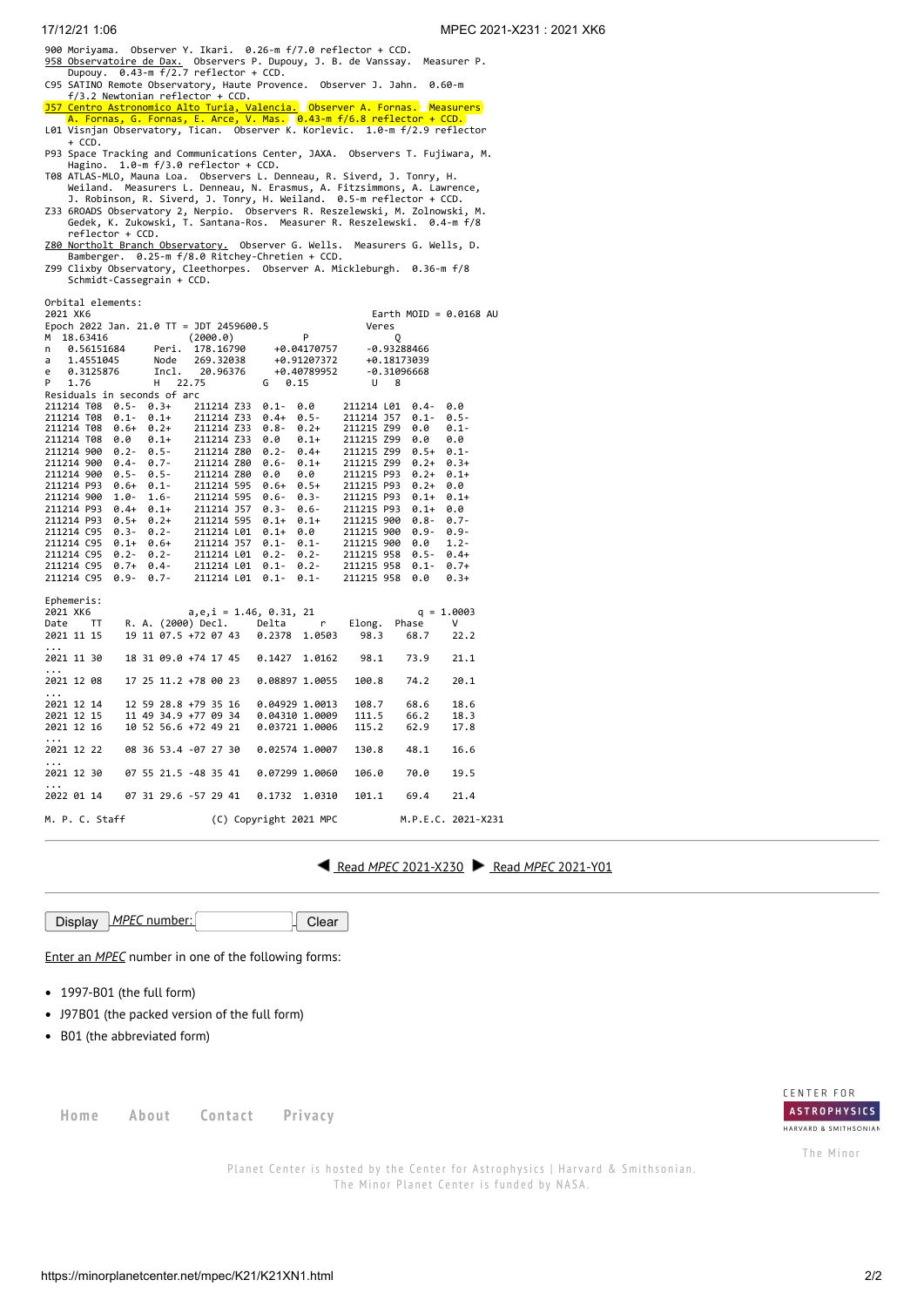```
900 Moriyama.  Observer Y. Ikari.  0.26-m f/7.0 reflector + CCD.
958 Observatoire de Dax.  Observers P. Dupouy, J. B. de Vanssay.  Measurer P.
    Dupouy.  0.43-m f/2.7 reflector + CCD.
C95 SATINO Remote Observatory, Haute Provence.  Observer J. Jahn.  0.60-m
    f/3.2 Newtonian reflector + CCD.
J57 Centro Astronomico Alto Turia, Valencia.  Observer A. Fornas.  Measurers
    A. Fornas, G. Fornas, E. Arce, V. Mas.  0.43-m f/6.8 reflector + CCD.
L01 Visnjan Observatory, Tican.  Observer K. Korlevic.  1.0-m f/2.9 reflector
    + CCD.
P93 Space Tracking and Communications Center, JAXA.  Observers T. Fujiwara, M.
    Hagino.  1.0-m f/3.0 reflector + CCD.
T08 ATLAS-MLO, Mauna Loa.  Observers L. Denneau, R. Siverd, J. Tonry, H.
    Weiland.  Measurers L. Denneau, N. Erasmus, A. Fitzsimmons, A. Lawrence,
    J. Robinson, R. Siverd, J. Tonry, H. Weiland.  0.5-m reflector + CCD.
Z33 6ROADS Observatory 2, Nerpio.  Observers R. Reszelewski, M. Zolnowski, M.
    Gedek, K. Zukowski, T. Santana-Ros.  Measurer R. Reszelewski.  0.4-m f/8
    reflector + CCD.
Z80 Northolt Branch Observatory.  Observer G. Wells.  Measurers G. Wells, D.
    Bamberger.  0.25-m f/8.0 Ritchey-Chretien + CCD.
Z99 Clixby Observatory, Cleethorpes.  Observer A. Mickleburgh.  0.36-m f/8
    Schmidt-Cassegrain + CCD.

Orbital elements:
2021 XK6                                                    Earth MOID = 0.0168 AU
Epoch 2022 Jan. 21.0 TT = JDT 2459600.5                 Veres
M  18.63416              (2000.0)            P               Q
n   0.56151684     Peri.  178.16790     +0.04170757     -0.93288466
a   1.4551045      Node   269.32038     +0.91207372     +0.18173039
e   0.3125876      Incl.   20.96376     +0.40789952     -0.31096668
P   1.76           H   22.75          G   0.15           U   8
Residuals in seconds of arc
211214 T08  0.5-  0.3+    211214 Z33  0.1-  0.0     211214 L01  0.4-  0.0
211214 T08  0.1-  0.1+    211214 Z33  0.4+  0.5-    211214 J57  0.1-  0.5-
211214 T08  0.6+  0.2+    211214 Z33  0.8-  0.2+    211215 Z99  0.0   0.1-
211214 T08  0.0   0.1+    211214 Z33  0.0   0.1+    211215 Z99  0.0   0.0
211214 900  0.2-  0.5-    211214 Z80  0.2-  0.4+    211215 Z99  0.5+  0.1-
211214 900  0.4-  0.7-    211214 Z80  0.6-  0.1+    211215 Z99  0.2+  0.3+
211214 900  0.5-  0.5-    211214 Z80  0.0   0.0     211215 P93  0.2+  0.1+
211214 P93  0.6+  0.1-    211214 595  0.6+  0.5+    211215 P93  0.2+  0.0
211214 900  1.0-  1.6-    211214 595  0.6-  0.3-    211215 P93  0.1+  0.1+
211214 P93  0.4+  0.1+    211214 J57  0.3-  0.6-    211215 P93  0.1+  0.0
211214 P93  0.5+  0.2+    211214 595  0.1+  0.1+    211215 900  0.8-  0.7-
211214 C95  0.3-  0.2-    211214 L01  0.1+  0.0     211215 900  0.9-  0.9-
211214 C95  0.1+  0.6+    211214 J57  0.1-  0.1-    211215 900  0.0   1.2-
211214 C95  0.2-  0.2-    211214 L01  0.2-  0.2-    211215 958  0.5-  0.4+
211214 C95  0.7+  0.4-    211214 L01  0.1-  0.2-    211215 958  0.1-  0.7+
211214 C95  0.9-  0.7-    211214 L01  0.1-  0.1-    211215 958  0.0   0.3+

Ephemeris:
2021 XK6                a,e,i = 1.46, 0.31, 21                  q = 1.0003
Date     TT     R. A. (2000) Decl.     Delta      r     Elong.  Phase     V
2021 11 15      19 11 07.5 +72 07 43   0.2378  1.0503    98.3    68.7    22.2
...
2021 11 30      18 31 09.0 +74 17 45   0.1427  1.0162    98.1    73.9    21.1
...
2021 12 08      17 25 11.2 +78 00 23   0.08897 1.0055   100.8    74.2    20.1
...
2021 12 14      12 59 28.8 +79 35 16   0.04929 1.0013   108.7    68.6    18.6
2021 12 15      11 49 34.9 +77 09 34   0.04310 1.0009   111.5    66.2    18.3
2021 12 16      10 52 56.6 +72 49 21   0.03721 1.0006   115.2    62.9    17.8
...
2021 12 22      08 36 53.4 -07 27 30   0.02574 1.0007   130.8    48.1    16.6
...
2021 12 30      07 55 21.5 -48 35 41   0.07299 1.0060   106.0    70.0    19.5
...
2022 01 14      07 31 29.6 -57 29 41   0.1732  1.0310   101.1    69.4    21.4

M. P. C. Staff              (C) Copyright 2021 MPC           M.P.E.C. 2021-X231
```

◀ Read *MPEC* 2021-X230 ▶ Read *MPEC* 2021-Y01

Display *MPEC* number: Clear

Enter an *MPEC* number in one of the following forms:

- 1997-B01 (the full form)
- J97B01 (the packed version of the full form)
- B01 (the abbreviated form)

Home About Contact Privacy

CENTER FOR ASTROPHYSICS HARVARD & SMITHSONIAN

The Minor Planet Center is hosted by the Center for Astrophysics | Harvard & Smithsonian.
The Minor Planet Center is funded by NASA.